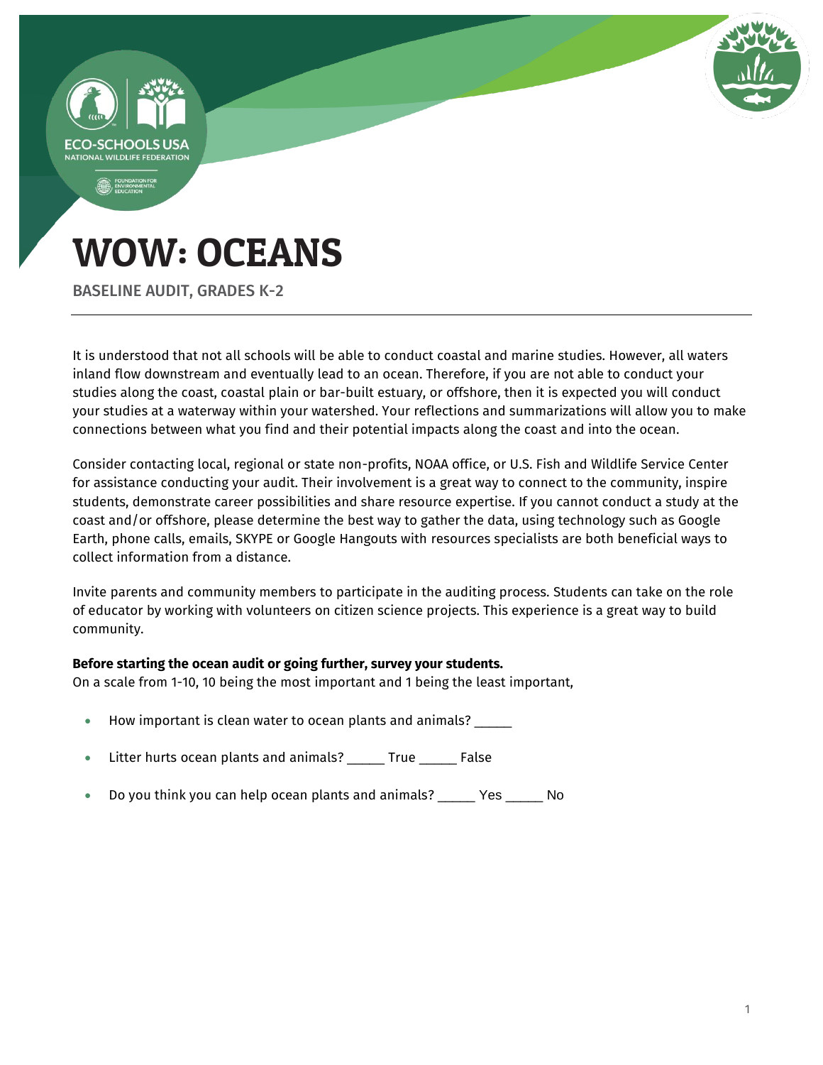# WOW: OCEANS

BASELINE AUDIT, GRADES K-2

It is understood that not all schools will be able to conduct coastal and marine studies. However, all waters inland flow downstream and eventually lead to an ocean. Therefore, if you are not able to conduct your studies along the coast, coastal plain or bar-built estuary, or offshore, then it is expected you will conduct your studies at a waterway within your watershed. Your reflections and summarizations will allow you to make connections between what you find and their potential impacts along the coast and into the ocean.

Consider contacting local, regional or state non-profits, NOAA office, or U.S. Fish and Wildlife Service Center for assistance conducting your audit. Their involvement is a great way to connect to the community, inspire students, demonstrate career possibilities and share resource expertise. If you cannot conduct a study at the coast and/or offshore, please determine the best way to gather the data, using technology such as Google Earth, phone calls, emails, SKYPE or Google Hangouts with resources specialists are both beneficial ways to collect information from a distance.

Invite parents and community members to participate in the auditing process. Students can take on the role of educator by working with volunteers on citizen science projects. This experience is a great way to build community.

**Before starting the ocean audit or going further, survey your students.**
On a scale from 1-10, 10 being the most important and 1 being the least important,

- How important is clean water to ocean plants and animals? _____
- Litter hurts ocean plants and animals? _____ True _____ False
- Do you think you can help ocean plants and animals? _____ Yes _____ No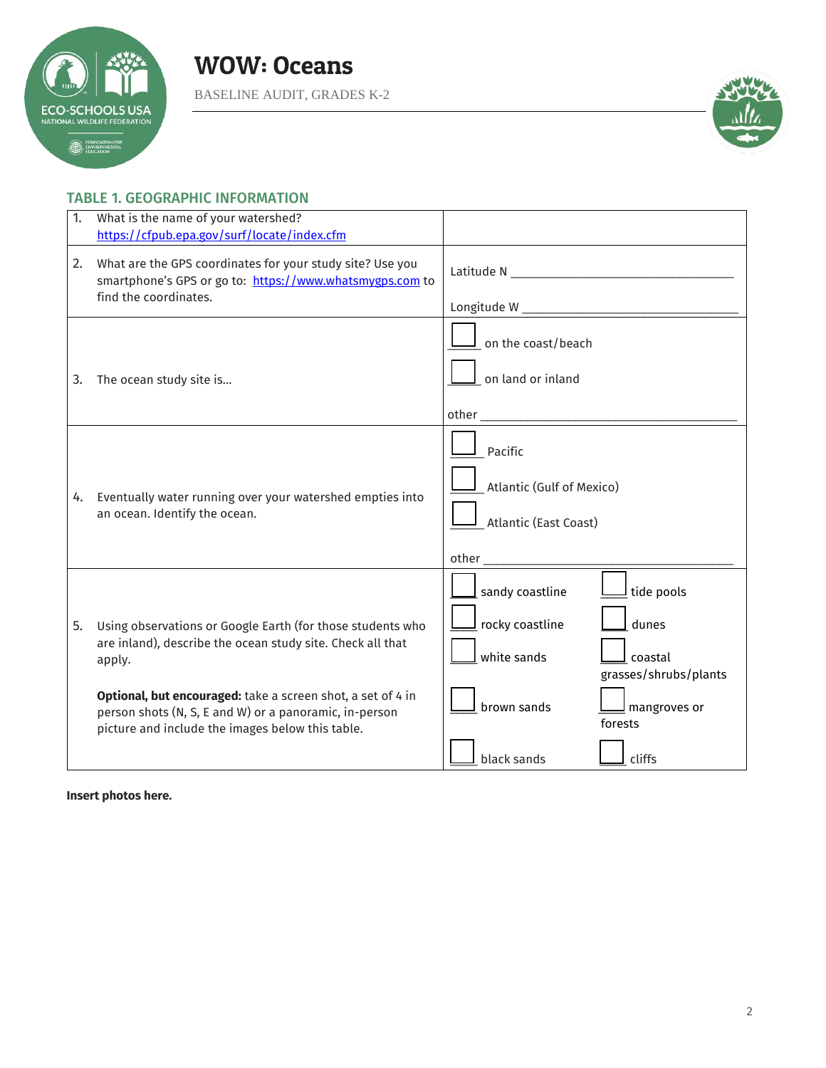# WOW: Oceans

BASELINE AUDIT, GRADES K-2

## TABLE 1. GEOGRAPHIC INFORMATION

| Question | Response |
|---|---|
| 1. What is the name of your watershed? https://cfpub.epa.gov/surf/locate/index.cfm | |
| 2. What are the GPS coordinates for your study site? Use you smartphone's GPS or go to: https://www.whatsmygps.com to find the coordinates. | Latitude N ___________________<br>Longitude W ___________________ |
| 3. The ocean study site is… | ☐ on the coast/beach<br>☐ on land or inland<br>other ___________________ |
| 4. Eventually water running over your watershed empties into an ocean. Identify the ocean. | ☐ Pacific<br>☐ Atlantic (Gulf of Mexico)<br>☐ Atlantic (East Coast)<br>other ___________________ |
| 5. Using observations or Google Earth (for those students who are inland), describe the ocean study site. Check all that apply.<br><br>**Optional, but encouraged:** take a screen shot, a set of 4 in person shots (N, S, E and W) or a panoramic, in-person picture and include the images below this table. | ☐ sandy coastline<br>☐ rocky coastline<br>☐ white sands<br>☐ brown sands<br>☐ black sands<br>☐ tide pools<br>☐ dunes<br>☐ coastal grasses/shrubs/plants<br>☐ mangroves or forests<br>☐ cliffs |

**Insert photos here.**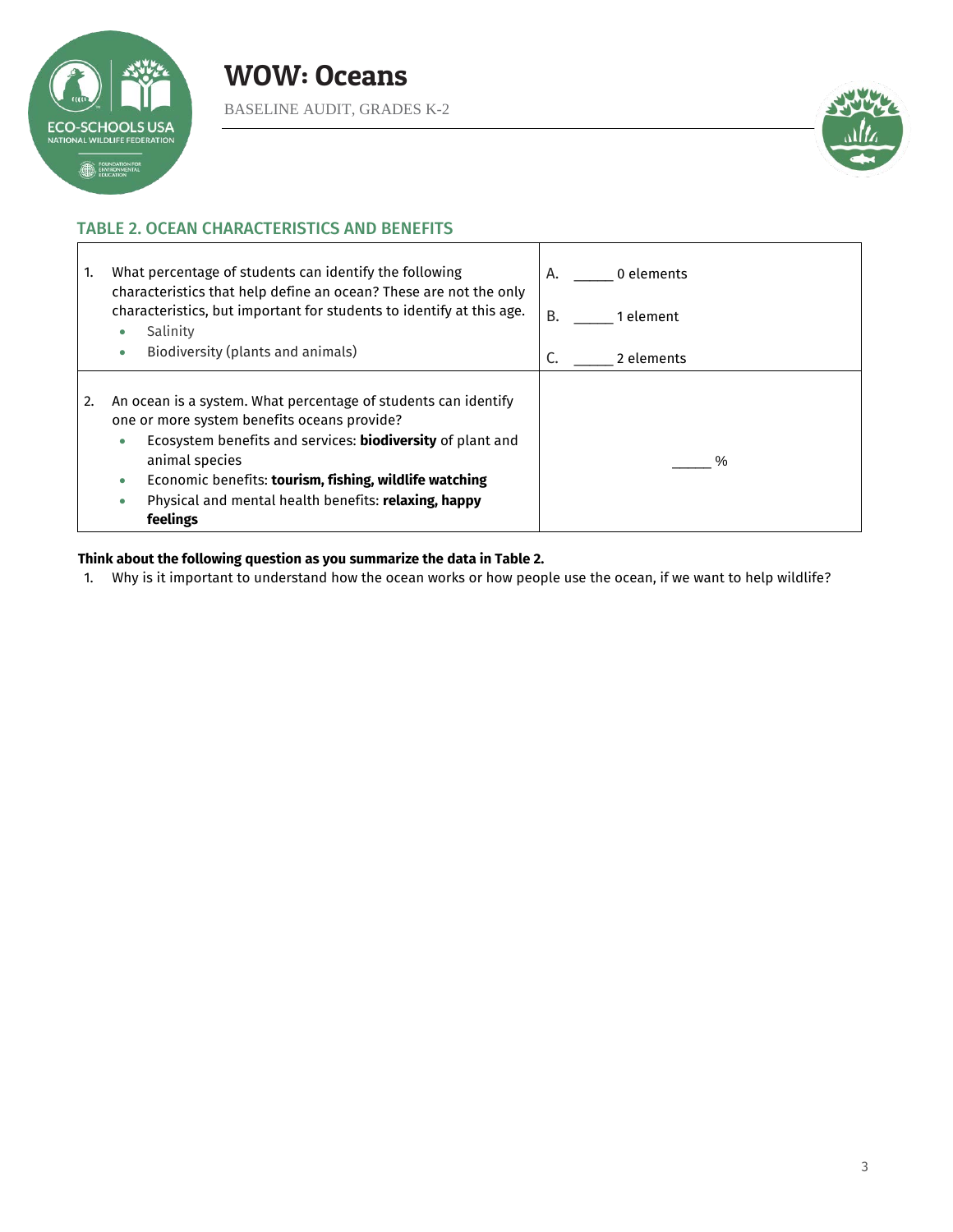### TABLE 2. OCEAN CHARACTERISTICS AND BENEFITS

| | |
|---|---|
| 1. What percentage of students can identify the following characteristics that help define an ocean? These are not the only characteristics, but important for students to identify at this age.<br>• Salinity<br>• Biodiversity (plants and animals) | A. _____ 0 elements<br>B. _____ 1 element<br>C. _____ 2 elements |
| 2. An ocean is a system. What percentage of students can identify one or more system benefits oceans provide?<br>• Ecosystem benefits and services: **biodiversity** of plant and animal species<br>• Economic benefits: **tourism, fishing, wildlife watching**<br>• Physical and mental health benefits: **relaxing, happy feelings** | _____ % |

**Think about the following question as you summarize the data in Table 2.**

1. Why is it important to understand how the ocean works or how people use the ocean, if we want to help wildlife?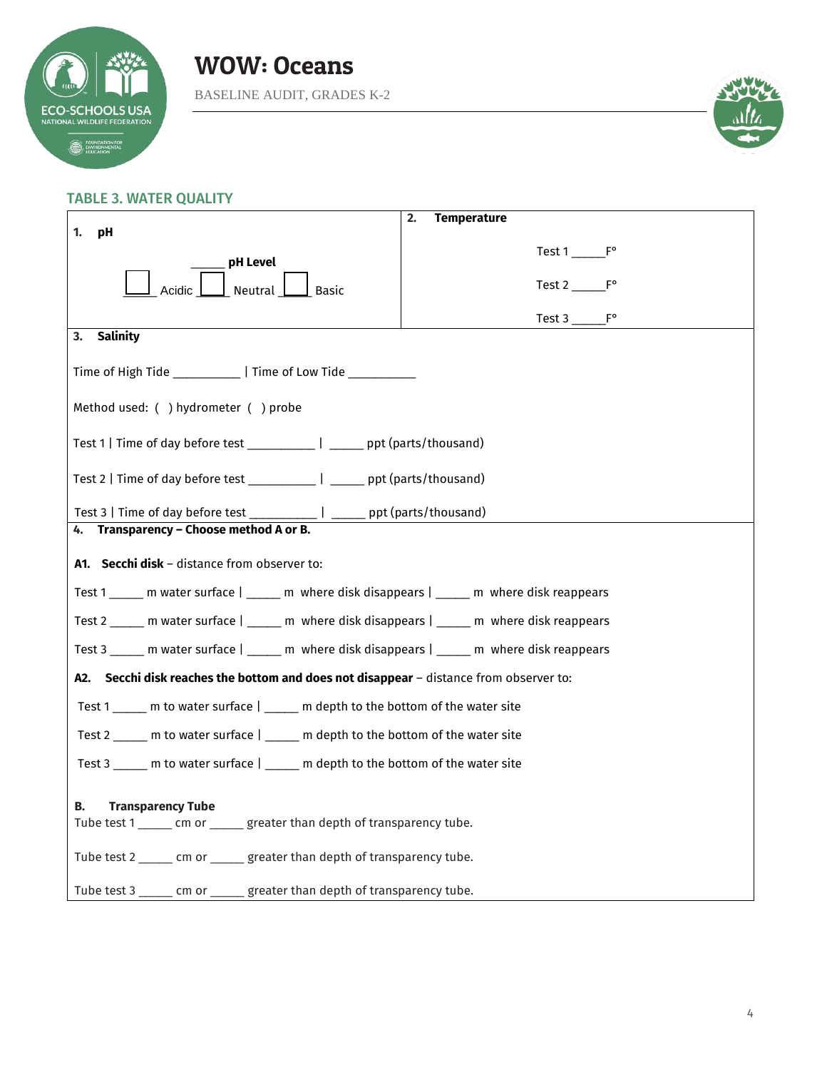# WOW: Oceans

BASELINE AUDIT, GRADES K-2

## TABLE 3. WATER QUALITY

**1. pH**

______ **pH Level**

☐ Acidic ☐ Neutral ☐ Basic

**2. Temperature**

Test 1 _____F°

Test 2 _____F°

Test 3 _____F°

**3. Salinity**

Time of High Tide __________ | Time of Low Tide __________

Method used: ( ) hydrometer ( ) probe

Test 1 | Time of day before test __________ | _____ ppt (parts/thousand)

Test 2 | Time of day before test __________ | _____ ppt (parts/thousand)

Test 3 | Time of day before test __________ | _____ ppt (parts/thousand)

**4. Transparency – Choose method A or B.**

**A1. Secchi disk** – distance from observer to:

Test 1 _____ m water surface | _____ m where disk disappears | _____ m where disk reappears

Test 2 _____ m water surface | _____ m where disk disappears | _____ m where disk reappears

Test 3 _____ m water surface | _____ m where disk disappears | _____ m where disk reappears

**A2. Secchi disk reaches the bottom and does not disappear** – distance from observer to:

Test 1 _____ m to water surface | _____ m depth to the bottom of the water site

Test 2 _____ m to water surface | _____ m depth to the bottom of the water site

Test 3 _____ m to water surface | _____ m depth to the bottom of the water site

**B. Transparency Tube**

Tube test 1 _____ cm or _____ greater than depth of transparency tube.

Tube test 2 _____ cm or _____ greater than depth of transparency tube.

Tube test 3 _____ cm or _____ greater than depth of transparency tube.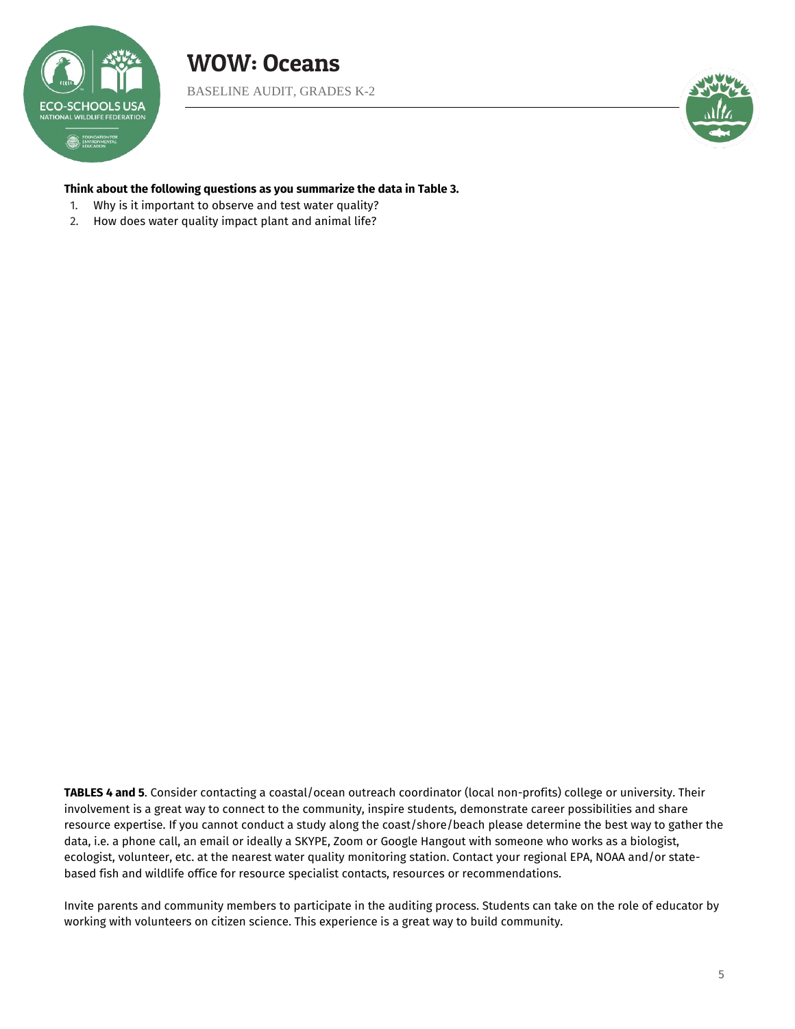**Think about the following questions as you summarize the data in Table 3.**

1. Why is it important to observe and test water quality?
2. How does water quality impact plant and animal life?

**TABLES 4 and 5**. Consider contacting a coastal/ocean outreach coordinator (local non-profits) college or university. Their involvement is a great way to connect to the community, inspire students, demonstrate career possibilities and share resource expertise. If you cannot conduct a study along the coast/shore/beach please determine the best way to gather the data, i.e. a phone call, an email or ideally a SKYPE, Zoom or Google Hangout with someone who works as a biologist, ecologist, volunteer, etc. at the nearest water quality monitoring station. Contact your regional EPA, NOAA and/or state-based fish and wildlife office for resource specialist contacts, resources or recommendations.

Invite parents and community members to participate in the auditing process. Students can take on the role of educator by working with volunteers on citizen science. This experience is a great way to build community.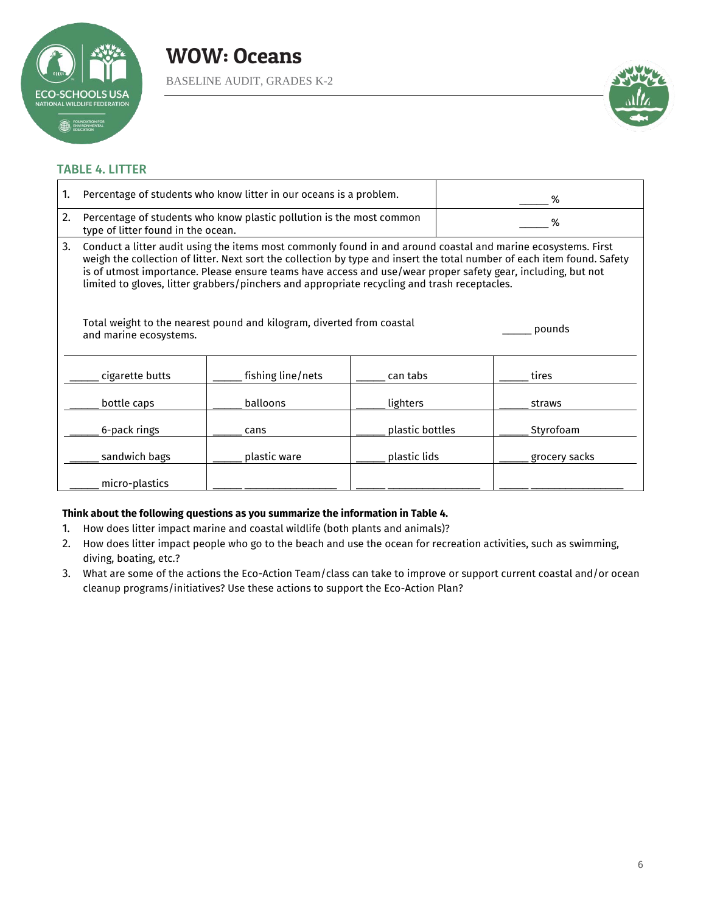# WOW: Oceans

BASELINE AUDIT, GRADES K-2

## TABLE 4. LITTER

| | |
|---|---|
| 1. Percentage of students who know litter in our oceans is a problem. | _____ % |
| 2. Percentage of students who know plastic pollution is the most common type of litter found in the ocean. | _____ % |

3. Conduct a litter audit using the items most commonly found in and around coastal and marine ecosystems. First weigh the collection of litter. Next sort the collection by type and insert the total number of each item found. Safety is of utmost importance. Please ensure teams have access and use/wear proper safety gear, including, but not limited to gloves, litter grabbers/pinchers and appropriate recycling and trash receptacles.

Total weight to the nearest pound and kilogram, diverted from coastal and marine ecosystems. _____ pounds

| | | | |
|---|---|---|---|
| _____ cigarette butts | _____ fishing line/nets | _____ can tabs | _____ tires |
| _____ bottle caps | _____ balloons | _____ lighters | _____ straws |
| _____ 6-pack rings | _____ cans | _____ plastic bottles | _____ Styrofoam |
| _____ sandwich bags | _____ plastic ware | _____ plastic lids | _____ grocery sacks |
| _____ micro-plastics | _____ _______________ | _____ _______________ | _____ _______________ |

**Think about the following questions as you summarize the information in Table 4.**

1. How does litter impact marine and coastal wildlife (both plants and animals)?
2. How does litter impact people who go to the beach and use the ocean for recreation activities, such as swimming, diving, boating, etc.?
3. What are some of the actions the Eco-Action Team/class can take to improve or support current coastal and/or ocean cleanup programs/initiatives? Use these actions to support the Eco-Action Plan?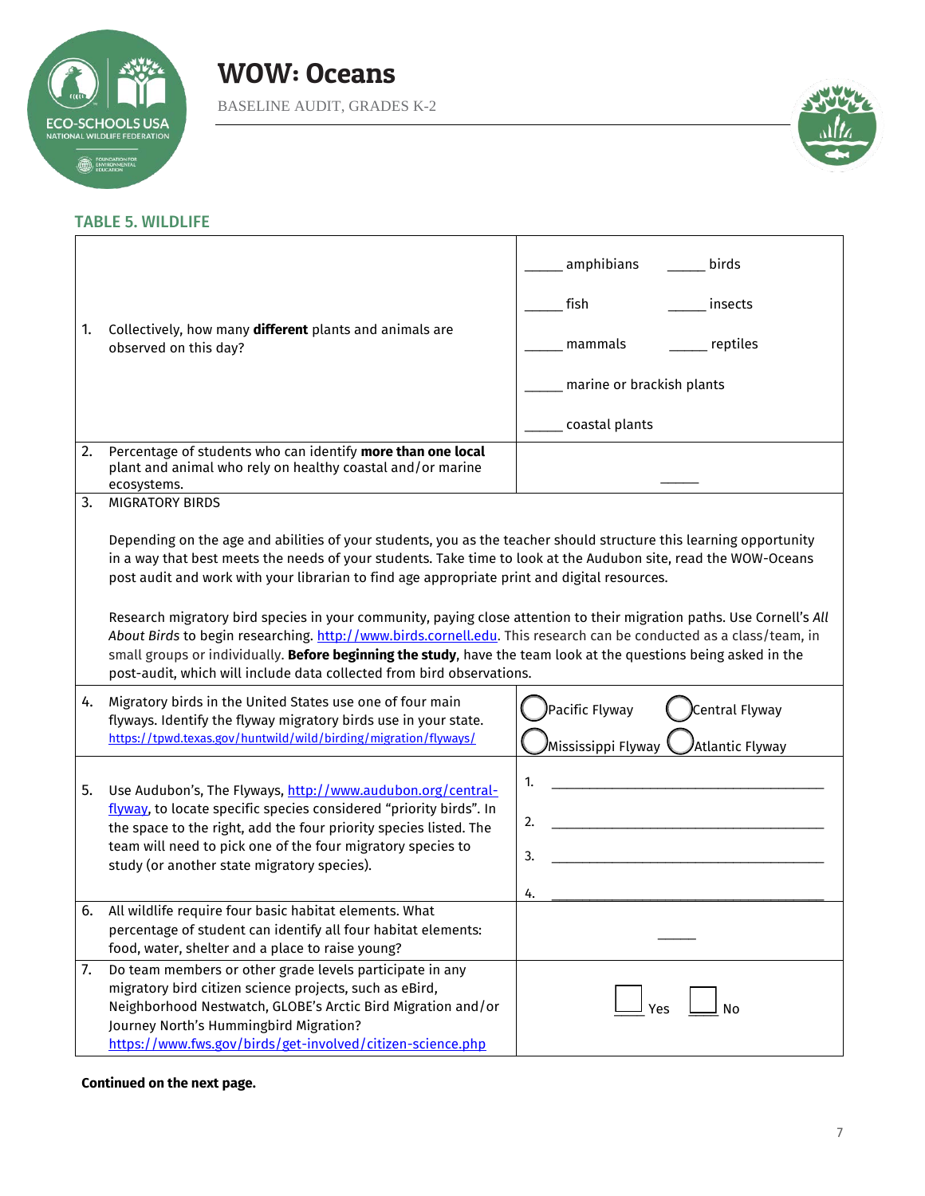# WOW: Oceans

BASELINE AUDIT, GRADES K-2

## TABLE 5. WILDLIFE

| | |
|---|---|
| 1. Collectively, how many **different** plants and animals are observed on this day? | _____ amphibians _____ birds<br>_____ fish _____ insects<br>_____ mammals _____ reptiles<br>_____ marine or brackish plants<br>_____ coastal plants |
| 2. Percentage of students who can identify **more than one local** plant and animal who rely on healthy coastal and/or marine ecosystems. | _____ |
| 3. MIGRATORY BIRDS<br><br>Depending on the age and abilities of your students, you as the teacher should structure this learning opportunity in a way that best meets the needs of your students. Take time to look at the Audubon site, read the WOW-Oceans post audit and work with your librarian to find age appropriate print and digital resources.<br><br>Research migratory bird species in your community, paying close attention to their migration paths. Use Cornell's *All About Birds* to begin researching. http://www.birds.cornell.edu. This research can be conducted as a class/team, in small groups or individually. **Before beginning the study**, have the team look at the questions being asked in the post-audit, which will include data collected from bird observations. | |
| 4. Migratory birds in the United States use one of four main flyways. Identify the flyway migratory birds use in your state. https://tpwd.texas.gov/huntwild/wild/birding/migration/flyways/ | ◯ Pacific Flyway ◯ Central Flyway<br>◯ Mississippi Flyway ◯ Atlantic Flyway |
| 5. Use Audubon's, The Flyways, http://www.audubon.org/central-flyway, to locate specific species considered "priority birds". In the space to the right, add the four priority species listed. The team will need to pick one of the four migratory species to study (or another state migratory species). | 1. ______________________<br>2. ______________________<br>3. ______________________<br>4. ______________________ |
| 6. All wildlife require four basic habitat elements. What percentage of student can identify all four habitat elements: food, water, shelter and a place to raise young? | _____ |
| 7. Do team members or other grade levels participate in any migratory bird citizen science projects, such as eBird, Neighborhood Nestwatch, GLOBE's Arctic Bird Migration and/or Journey North's Hummingbird Migration? https://www.fws.gov/birds/get-involved/citizen-science.php | ☐ Yes ☐ No |

**Continued on the next page.**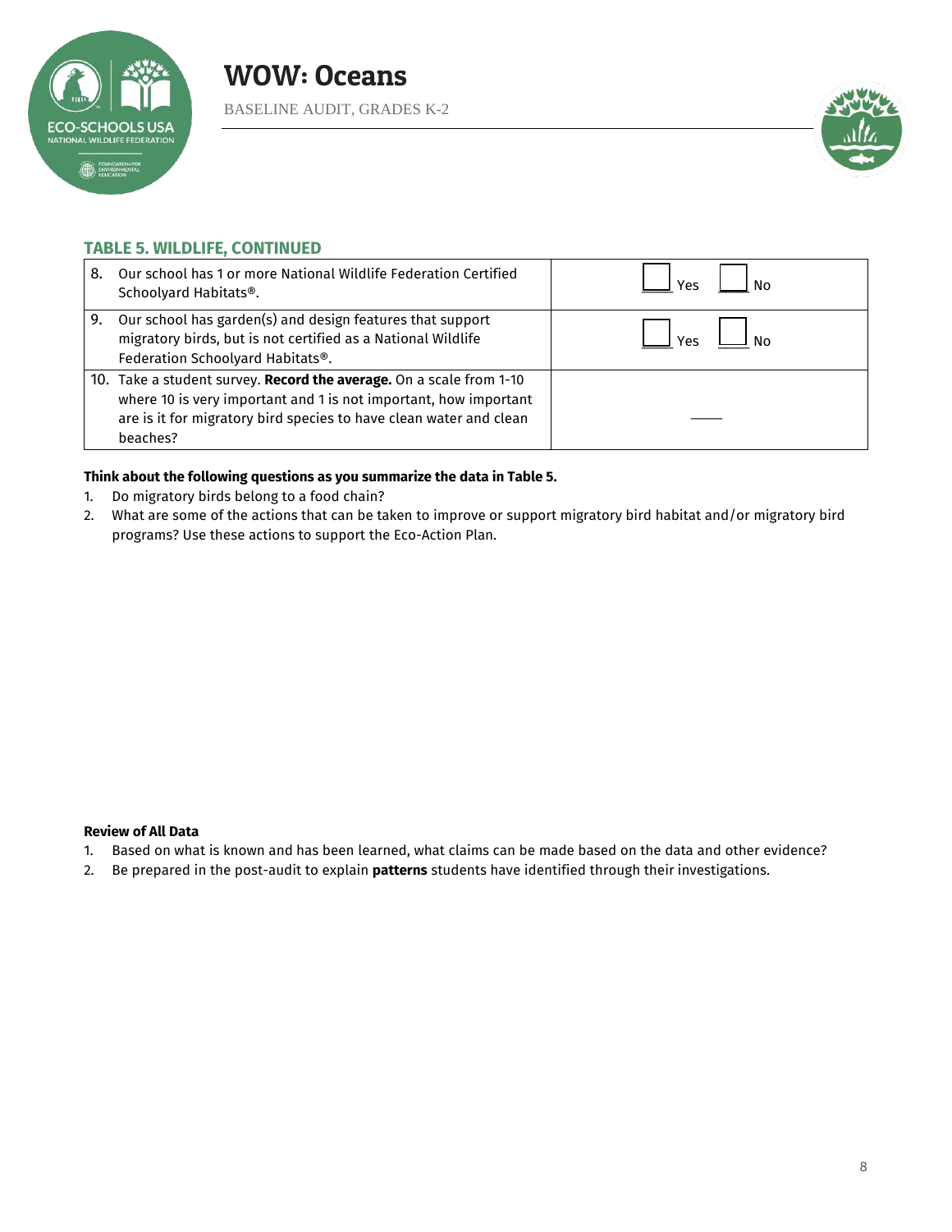# WOW: Oceans

BASELINE AUDIT, GRADES K-2

### TABLE 5. WILDLIFE, CONTINUED

| | |
|---|---|
| 8. Our school has 1 or more National Wildlife Federation Certified Schoolyard Habitats®. | ☐ Yes ☐ No |
| 9. Our school has garden(s) and design features that support migratory birds, but is not certified as a National Wildlife Federation Schoolyard Habitats®. | ☐ Yes ☐ No |
| 10. Take a student survey. **Record the average.** On a scale from 1-10 where 10 is very important and 1 is not important, how important are is it for migratory bird species to have clean water and clean beaches? | ____ |

**Think about the following questions as you summarize the data in Table 5.**

1. Do migratory birds belong to a food chain?
2. What are some of the actions that can be taken to improve or support migratory bird habitat and/or migratory bird programs? Use these actions to support the Eco-Action Plan.

**Review of All Data**

1. Based on what is known and has been learned, what claims can be made based on the data and other evidence?
2. Be prepared in the post-audit to explain **patterns** students have identified through their investigations.